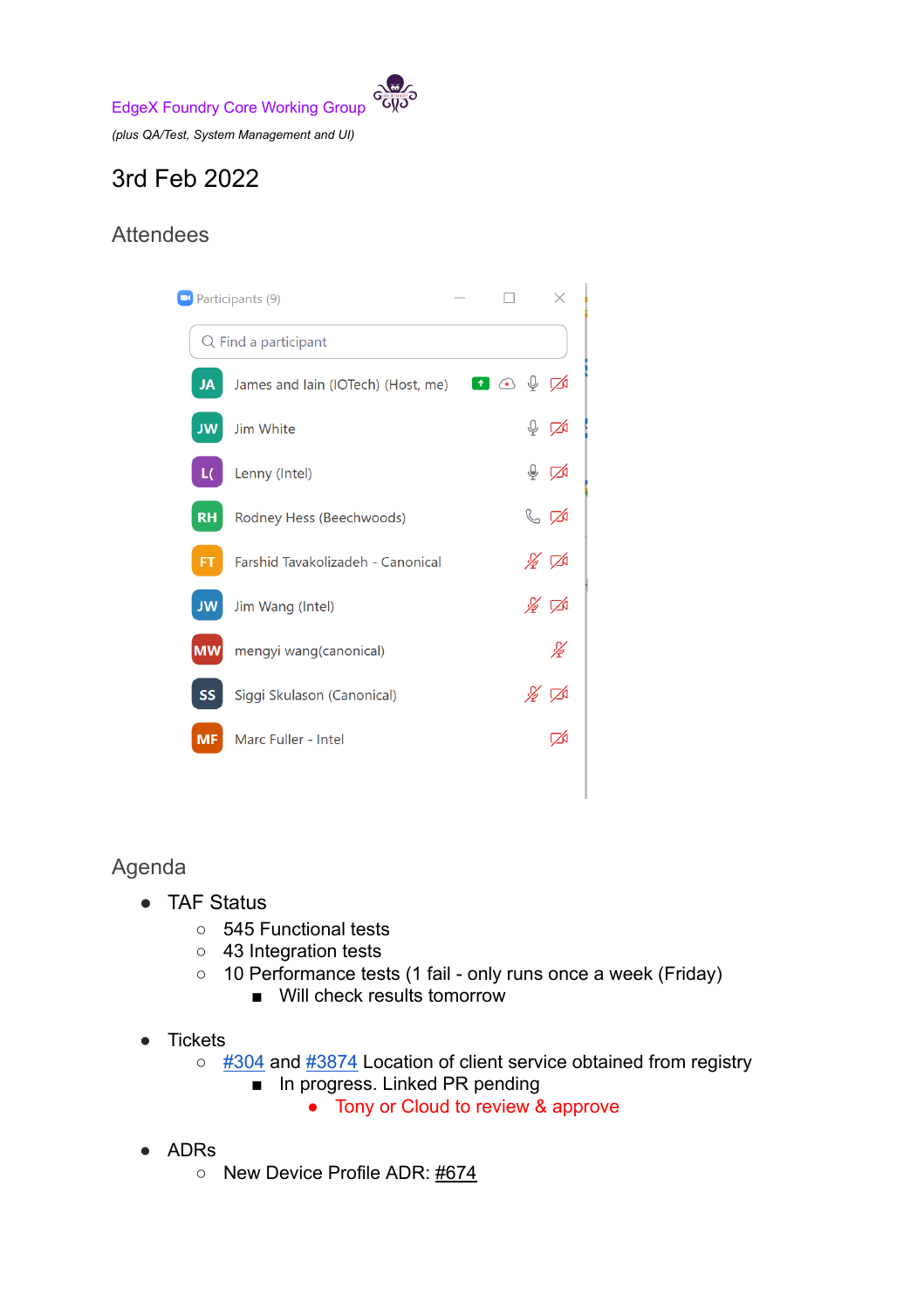EdgeX Foundry Core Working Group

*(plus QA/Test, System Management and UI)*

# 3rd Feb 2022

## Attendees

Participants (9)

- James and Iain (IOTech) (Host, me)
- Jim White
- Lenny (Intel)
- Rodney Hess (Beechwoods)
- Farshid Tavakolizadeh - Canonical
- Jim Wang (Intel)
- mengyi wang(canonical)
- Siggi Skulason (Canonical)
- Marc Fuller - Intel

## Agenda

- TAF Status
  - 545 Functional tests
  - 43 Integration tests
  - 10 Performance tests (1 fail - only runs once a week (Friday)
    - Will check results tomorrow

- Tickets
  - #304 and #3874 Location of client service obtained from registry
    - In progress. Linked PR pending
      - Tony or Cloud to review & approve

- ADRs
  - New Device Profile ADR: #674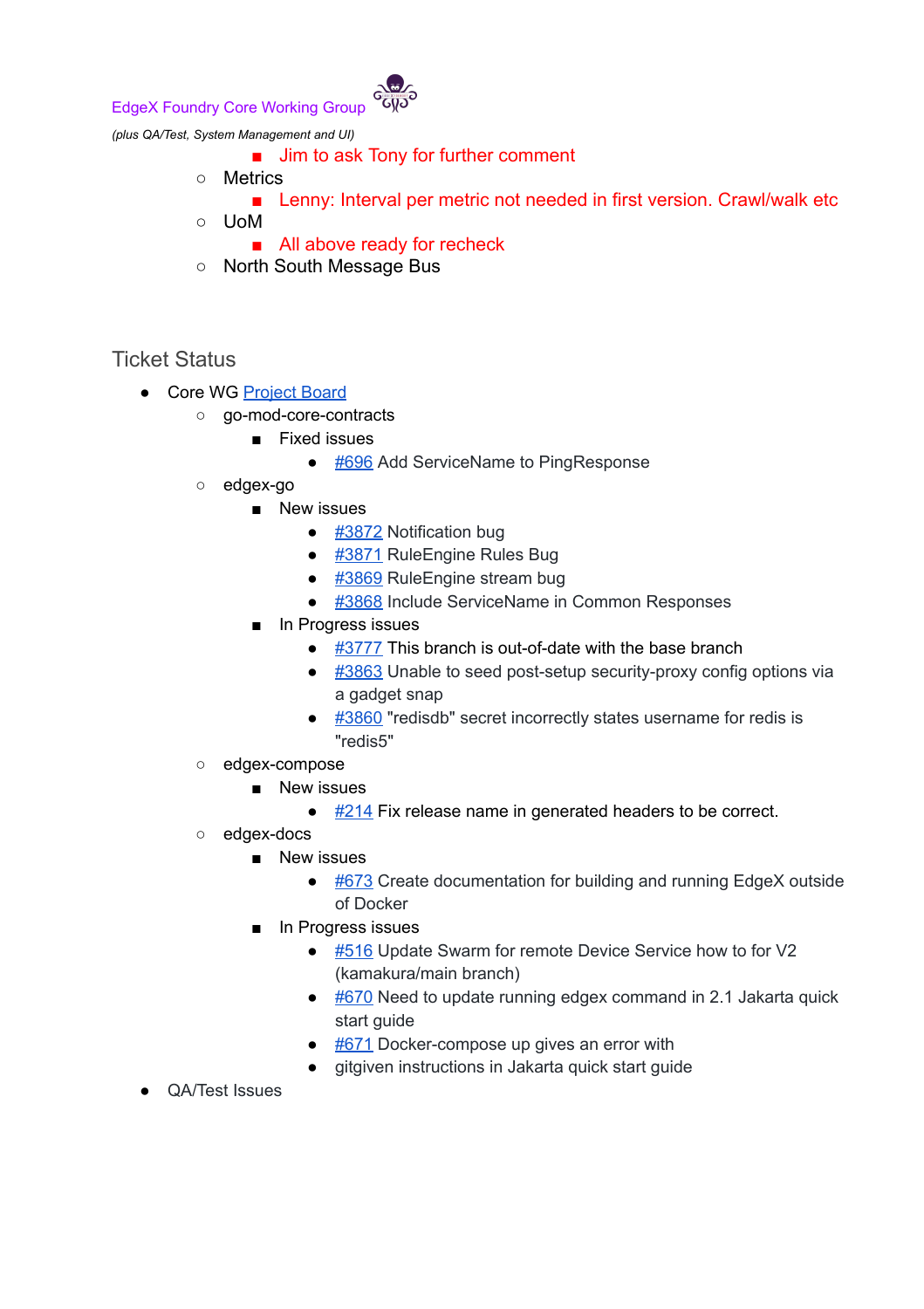EdgeX Foundry Core Working Group

*(plus QA/Test, System Management and UI)*

        - Jim to ask Tony for further comment
    - Metrics
        - Lenny: Interval per metric not needed in first version. Crawl/walk etc
    - UoM
        - All above ready for recheck
    - North South Message Bus

## Ticket Status

- Core WG Project Board
    - go-mod-core-contracts
        - Fixed issues
            - #696 Add ServiceName to PingResponse
    - edgex-go
        - New issues
            - #3872 Notification bug
            - #3871 RuleEngine Rules Bug
            - #3869 RuleEngine stream bug
            - #3868 Include ServiceName in Common Responses
        - In Progress issues
            - #3777 This branch is out-of-date with the base branch
            - #3863 Unable to seed post-setup security-proxy config options via a gadget snap
            - #3860 "redisdb" secret incorrectly states username for redis is "redis5"
    - edgex-compose
        - New issues
            - #214 Fix release name in generated headers to be correct.
    - edgex-docs
        - New issues
            - #673 Create documentation for building and running EdgeX outside of Docker
        - In Progress issues
            - #516 Update Swarm for remote Device Service how to for V2 (kamakura/main branch)
            - #670 Need to update running edgex command in 2.1 Jakarta quick start guide
            - #671 Docker-compose up gives an error with
            - gitgiven instructions in Jakarta quick start guide
- QA/Test Issues